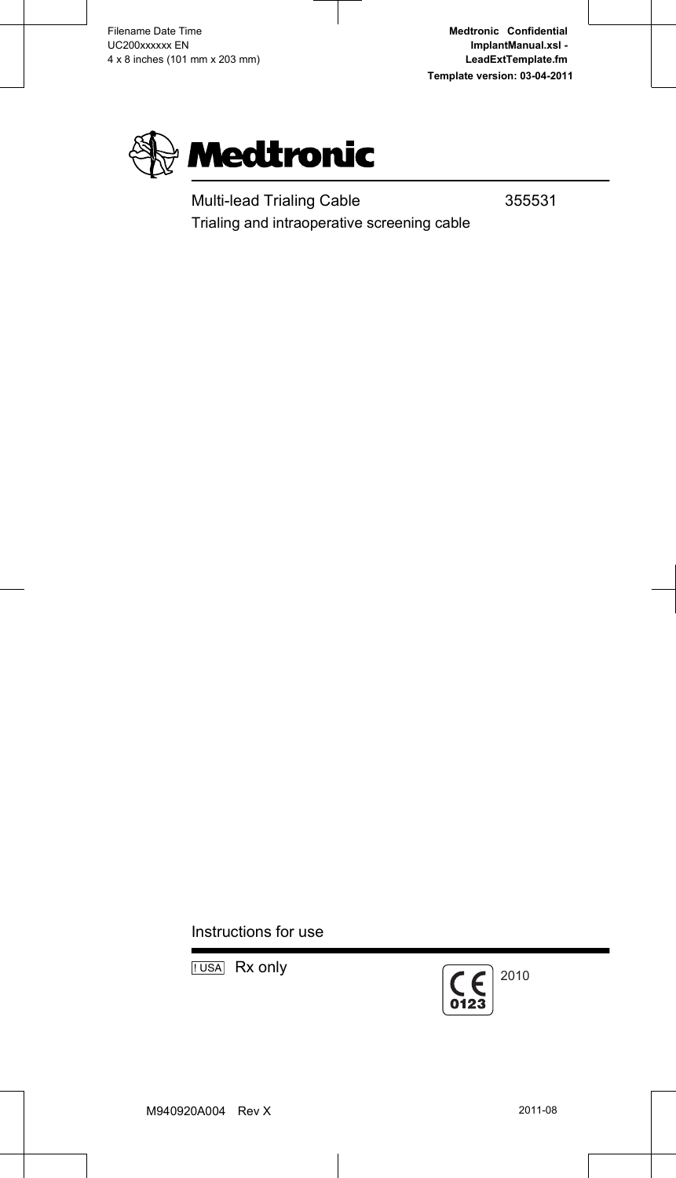# Medtronic

Multi-lead Trialing Cable 355531

Trialing and intraoperative screening cable

Instructions for use

! USA Rx only

CE 0123 2010

M940920A004 Rev X 2011-08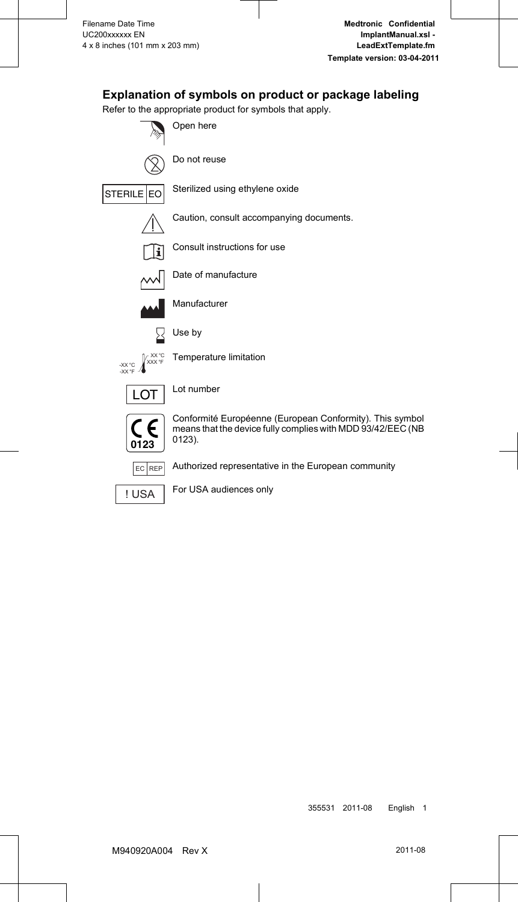## Explanation of symbols on product or package labeling

Refer to the appropriate product for symbols that apply.

| Symbol | Explanation |
|---|---|
| | Open here |
| | Do not reuse |
| STERILE EO | Sterilized using ethylene oxide |
| | Caution, consult accompanying documents. |
| | Consult instructions for use |
| | Date of manufacture |
| | Manufacturer |
| | Use by |
| -XX °C -XX °F / XX °C XXX °F | Temperature limitation |
| LOT | Lot number |
| CE 0123 | Conformité Européenne (European Conformity). This symbol means that the device fully complies with MDD 93/42/EEC (NB 0123). |
| EC REP | Authorized representative in the European community |
| ! USA | For USA audiences only |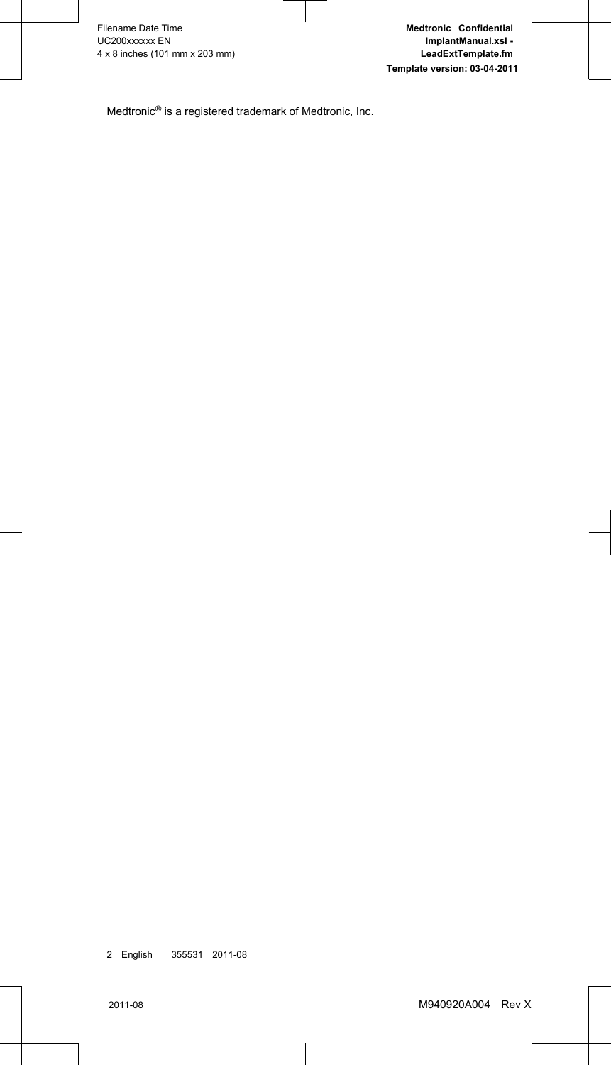Medtronic® is a registered trademark of Medtronic, Inc.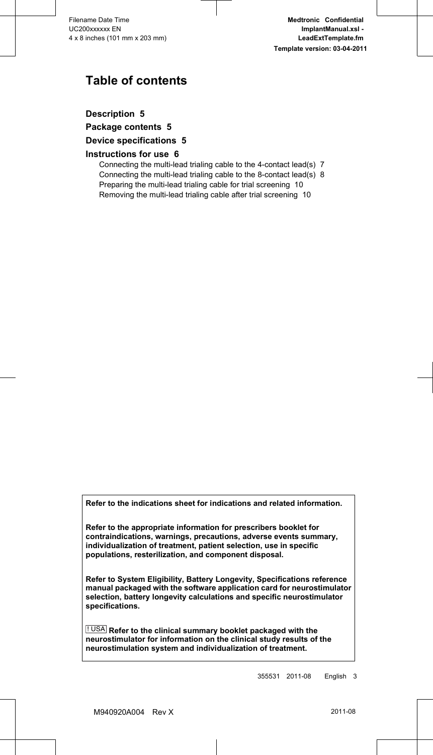# Table of contents

**Description 5**

**Package contents 5**

**Device specifications 5**

**Instructions for use 6**

- Connecting the multi-lead trialing cable to the 4-contact lead(s) 7
- Connecting the multi-lead trialing cable to the 8-contact lead(s) 8
- Preparing the multi-lead trialing cable for trial screening 10
- Removing the multi-lead trialing cable after trial screening 10

**Refer to the indications sheet for indications and related information.**

**Refer to the appropriate information for prescribers booklet for contraindications, warnings, precautions, adverse events summary, individualization of treatment, patient selection, use in specific populations, resterilization, and component disposal.**

**Refer to System Eligibility, Battery Longevity, Specifications reference manual packaged with the software application card for neurostimulator selection, battery longevity calculations and specific neurostimulator specifications.**

! USA **Refer to the clinical summary booklet packaged with the neurostimulator for information on the clinical study results of the neurostimulation system and individualization of treatment.**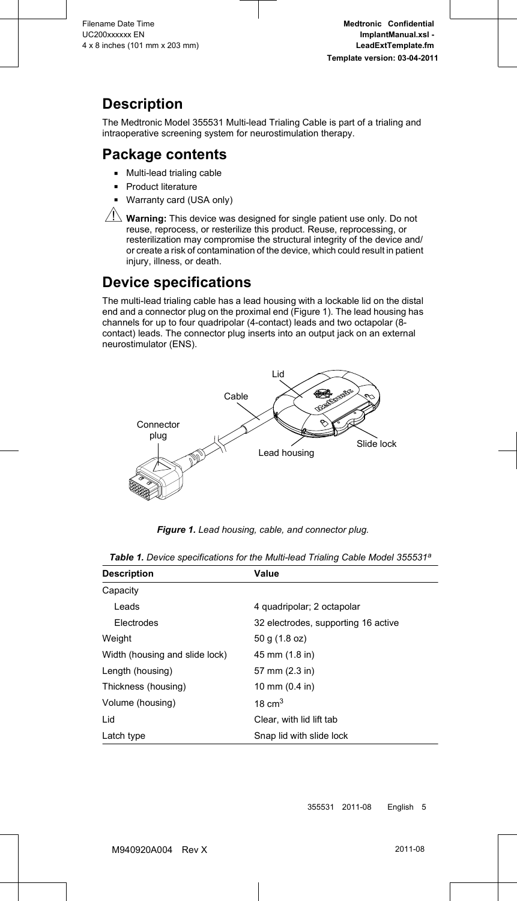## Description

The Medtronic Model 355531 Multi-lead Trialing Cable is part of a trialing and intraoperative screening system for neurostimulation therapy.

## Package contents

- Multi-lead trialing cable
- Product literature
- Warranty card (USA only)

⚠ **Warning:** This device was designed for single patient use only. Do not reuse, reprocess, or resterilize this product. Reuse, reprocessing, or resterilization may compromise the structural integrity of the device and/or create a risk of contamination of the device, which could result in patient injury, illness, or death.

## Device specifications

The multi-lead trialing cable has a lead housing with a lockable lid on the distal end and a connector plug on the proximal end (Figure 1). The lead housing has channels for up to four quadripolar (4-contact) leads and two octapolar (8-contact) leads. The connector plug inserts into an output jack on an external neurostimulator (ENS).

***Figure 1.*** *Lead housing, cable, and connector plug.*

***Table 1.*** *Device specifications for the Multi-lead Trialing Cable Model 355531*[a]

| Description | Value |
|---|---|
| Capacity | |
| Leads | 4 quadripolar; 2 octapolar |
| Electrodes | 32 electrodes, supporting 16 active |
| Weight | 50 g (1.8 oz) |
| Width (housing and slide lock) | 45 mm (1.8 in) |
| Length (housing) | 57 mm (2.3 in) |
| Thickness (housing) | 10 mm (0.4 in) |
| Volume (housing) | 18 $cm^3$ |
| Lid | Clear, with lid lift tab |
| Latch type | Snap lid with slide lock |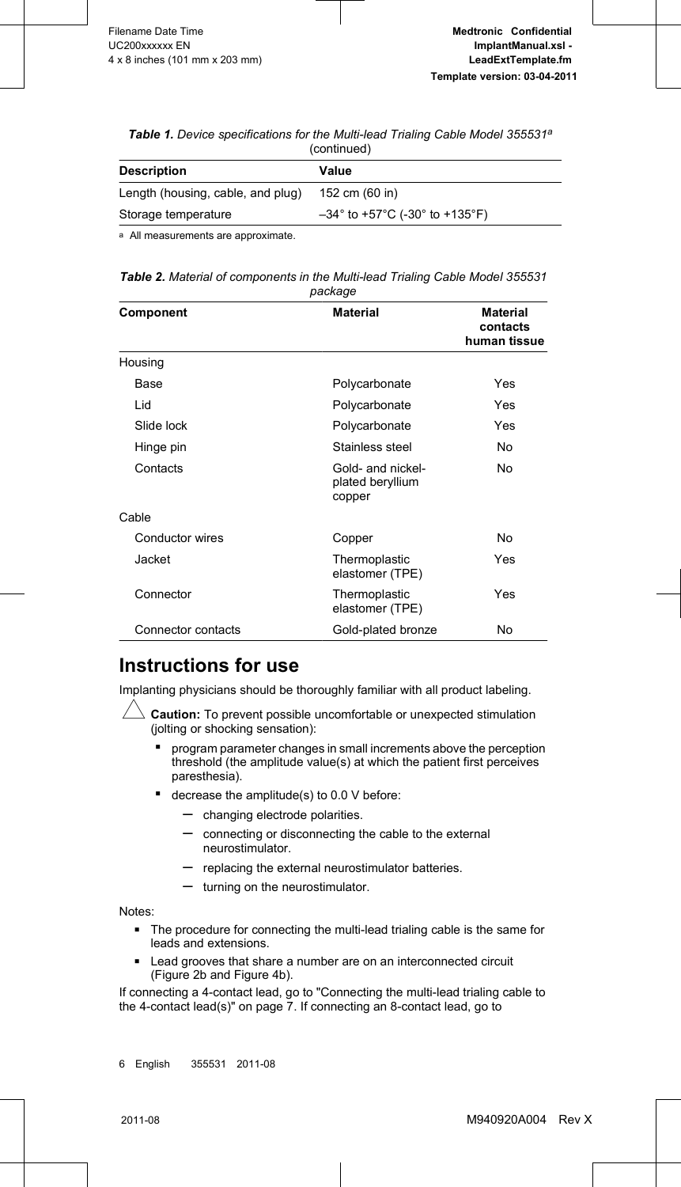*Table 1. Device specifications for the Multi-lead Trialing Cable Model 355531*[a] (continued)

| Description | Value |
|---|---|
| Length (housing, cable, and plug) | 152 cm (60 in) |
| Storage temperature | –34° to +57°C (-30° to +135°F) |

[a] All measurements are approximate.

*Table 2. Material of components in the Multi-lead Trialing Cable Model 355531 package*

| Component | Material | Material contacts human tissue |
|---|---|---|
| Housing | | |
| Base | Polycarbonate | Yes |
| Lid | Polycarbonate | Yes |
| Slide lock | Polycarbonate | Yes |
| Hinge pin | Stainless steel | No |
| Contacts | Gold- and nickel-plated beryllium copper | No |
| Cable | | |
| Conductor wires | Copper | No |
| Jacket | Thermoplastic elastomer (TPE) | Yes |
| Connector | Thermoplastic elastomer (TPE) | Yes |
| Connector contacts | Gold-plated bronze | No |

# Instructions for use

Implanting physicians should be thoroughly familiar with all product labeling.

**Caution:** To prevent possible uncomfortable or unexpected stimulation (jolting or shocking sensation):

- program parameter changes in small increments above the perception threshold (the amplitude value(s) at which the patient first perceives paresthesia).
- decrease the amplitude(s) to 0.0 V before:
  - changing electrode polarities.
  - connecting or disconnecting the cable to the external neurostimulator.
  - replacing the external neurostimulator batteries.
  - turning on the neurostimulator.

Notes:

- The procedure for connecting the multi-lead trialing cable is the same for leads and extensions.
- Lead grooves that share a number are on an interconnected circuit (Figure 2b and Figure 4b).

If connecting a 4-contact lead, go to "Connecting the multi-lead trialing cable to the 4-contact lead(s)" on page 7. If connecting an 8-contact lead, go to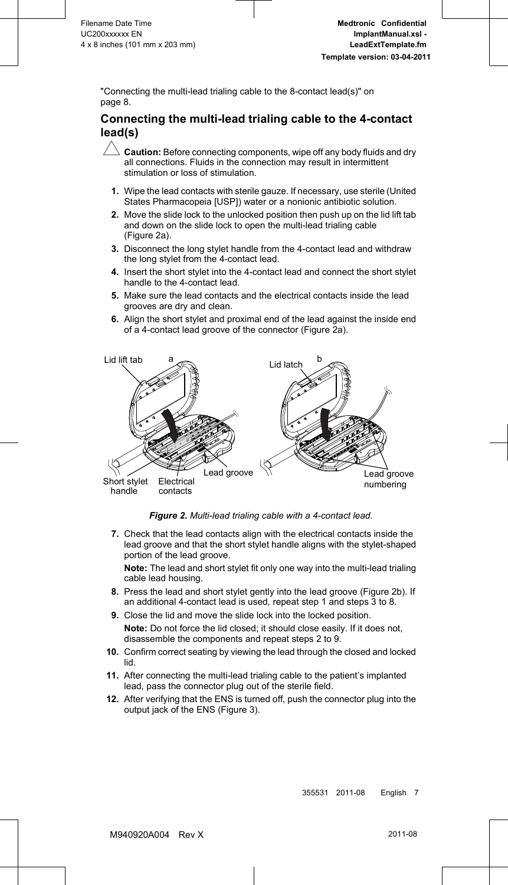"Connecting the multi-lead trialing cable to the 8-contact lead(s)" on page 8.

## Connecting the multi-lead trialing cable to the 4-contact lead(s)

**Caution:** Before connecting components, wipe off any body fluids and dry all connections. Fluids in the connection may result in intermittent stimulation or loss of stimulation.

1. Wipe the lead contacts with sterile gauze. If necessary, use sterile (United States Pharmacopeia [USP]) water or a nonionic antibiotic solution.
2. Move the slide lock to the unlocked position then push up on the lid lift tab and down on the slide lock to open the multi-lead trialing cable (Figure 2a).
3. Disconnect the long stylet handle from the 4-contact lead and withdraw the long stylet from the 4-contact lead.
4. Insert the short stylet into the 4-contact lead and connect the short stylet handle to the 4-contact lead.
5. Make sure the lead contacts and the electrical contacts inside the lead grooves are dry and clean.
6. Align the short stylet and proximal end of the lead against the inside end of a 4-contact lead groove of the connector (Figure 2a).

*Figure 2. Multi-lead trialing cable with a 4-contact lead.*

7. Check that the lead contacts align with the electrical contacts inside the lead groove and that the short stylet handle aligns with the stylet-shaped portion of the lead groove.

   **Note:** The lead and short stylet fit only one way into the multi-lead trialing cable lead housing.
8. Press the lead and short stylet gently into the lead groove (Figure 2b). If an additional 4-contact lead is used, repeat step 1 and steps 3 to 8.
9. Close the lid and move the slide lock into the locked position.

   **Note:** Do not force the lid closed; it should close easily. If it does not, disassemble the components and repeat steps 2 to 9.
10. Confirm correct seating by viewing the lead through the closed and locked lid.
11. After connecting the multi-lead trialing cable to the patient's implanted lead, pass the connector plug out of the sterile field.
12. After verifying that the ENS is turned off, push the connector plug into the output jack of the ENS (Figure 3).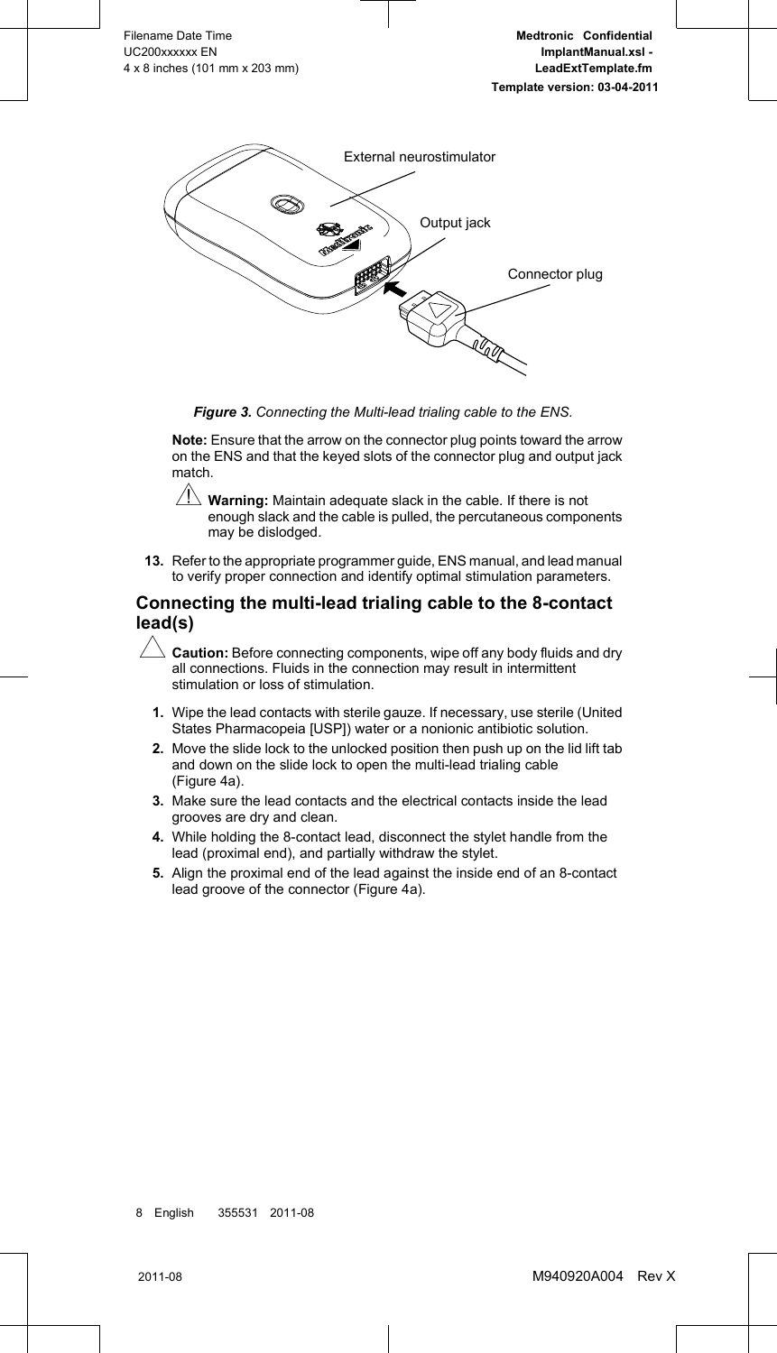External neurostimulator

Output jack

Connector plug

***Figure 3.*** *Connecting the Multi-lead trialing cable to the ENS.*

**Note:** Ensure that the arrow on the connector plug points toward the arrow on the ENS and that the keyed slots of the connector plug and output jack match.

⚠ **Warning:** Maintain adequate slack in the cable. If there is not enough slack and the cable is pulled, the percutaneous components may be dislodged.

**13.** Refer to the appropriate programmer guide, ENS manual, and lead manual to verify proper connection and identify optimal stimulation parameters.

## Connecting the multi-lead trialing cable to the 8-contact lead(s)

**Caution:** Before connecting components, wipe off any body fluids and dry all connections. Fluids in the connection may result in intermittent stimulation or loss of stimulation.

1. Wipe the lead contacts with sterile gauze. If necessary, use sterile (United States Pharmacopeia [USP]) water or a nonionic antibiotic solution.
2. Move the slide lock to the unlocked position then push up on the lid lift tab and down on the slide lock to open the multi-lead trialing cable (Figure 4a).
3. Make sure the lead contacts and the electrical contacts inside the lead grooves are dry and clean.
4. While holding the 8-contact lead, disconnect the stylet handle from the lead (proximal end), and partially withdraw the stylet.
5. Align the proximal end of the lead against the inside end of an 8-contact lead groove of the connector (Figure 4a).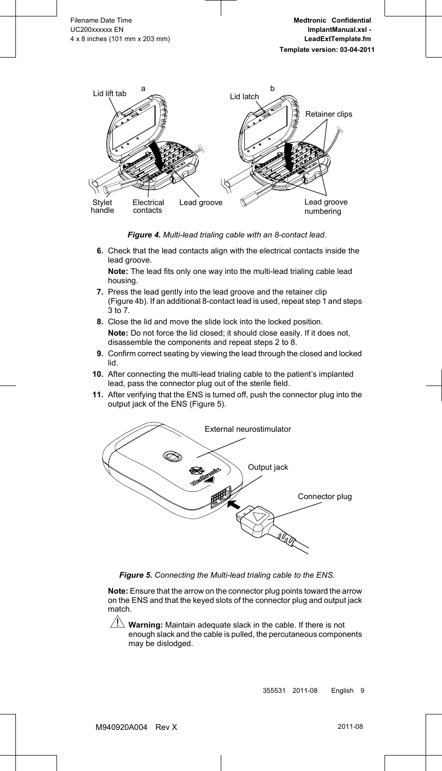*Figure 4. Multi-lead trialing cable with an 8-contact lead.*

6. Check that the lead contacts align with the electrical contacts inside the lead groove.

   **Note:** The lead fits only one way into the multi-lead trialing cable lead housing.

7. Press the lead gently into the lead groove and the retainer clip (Figure 4b). If an additional 8-contact lead is used, repeat step 1 and steps 3 to 7.
8. Close the lid and move the slide lock into the locked position.

   **Note:** Do not force the lid closed; it should close easily. If it does not, disassemble the components and repeat steps 2 to 8.

9. Confirm correct seating by viewing the lead through the closed and locked lid.
10. After connecting the multi-lead trialing cable to the patient's implanted lead, pass the connector plug out of the sterile field.
11. After verifying that the ENS is turned off, push the connector plug into the output jack of the ENS (Figure 5).

*Figure 5. Connecting the Multi-lead trialing cable to the ENS.*

**Note:** Ensure that the arrow on the connector plug points toward the arrow on the ENS and that the keyed slots of the connector plug and output jack match.

⚠ **Warning:** Maintain adequate slack in the cable. If there is not enough slack and the cable is pulled, the percutaneous components may be dislodged.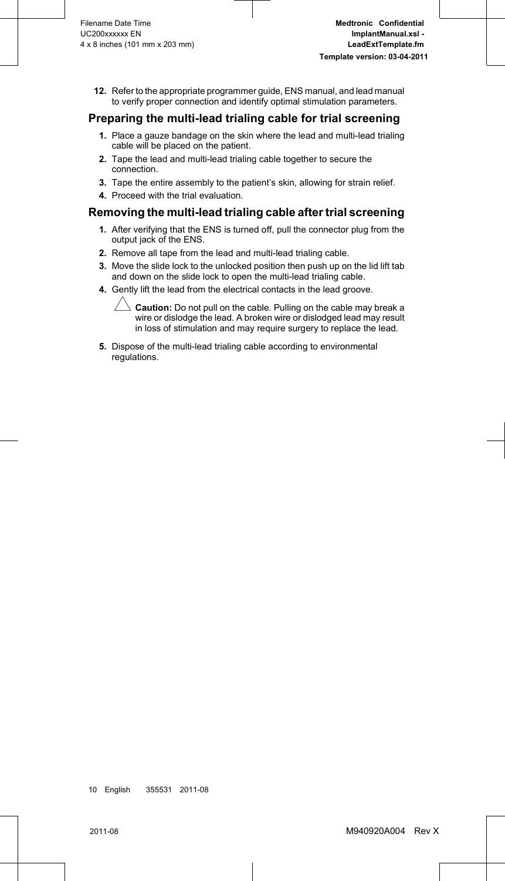12. Refer to the appropriate programmer guide, ENS manual, and lead manual to verify proper connection and identify optimal stimulation parameters.

## Preparing the multi-lead trialing cable for trial screening

1. Place a gauze bandage on the skin where the lead and multi-lead trialing cable will be placed on the patient.
2. Tape the lead and multi-lead trialing cable together to secure the connection.
3. Tape the entire assembly to the patient's skin, allowing for strain relief.
4. Proceed with the trial evaluation.

## Removing the multi-lead trialing cable after trial screening

1. After verifying that the ENS is turned off, pull the connector plug from the output jack of the ENS.
2. Remove all tape from the lead and multi-lead trialing cable.
3. Move the slide lock to the unlocked position then push up on the lid lift tab and down on the slide lock to open the multi-lead trialing cable.
4. Gently lift the lead from the electrical contacts in the lead groove.

   **Caution:** Do not pull on the cable. Pulling on the cable may break a wire or dislodge the lead. A broken wire or dislodged lead may result in loss of stimulation and may require surgery to replace the lead.

5. Dispose of the multi-lead trialing cable according to environmental regulations.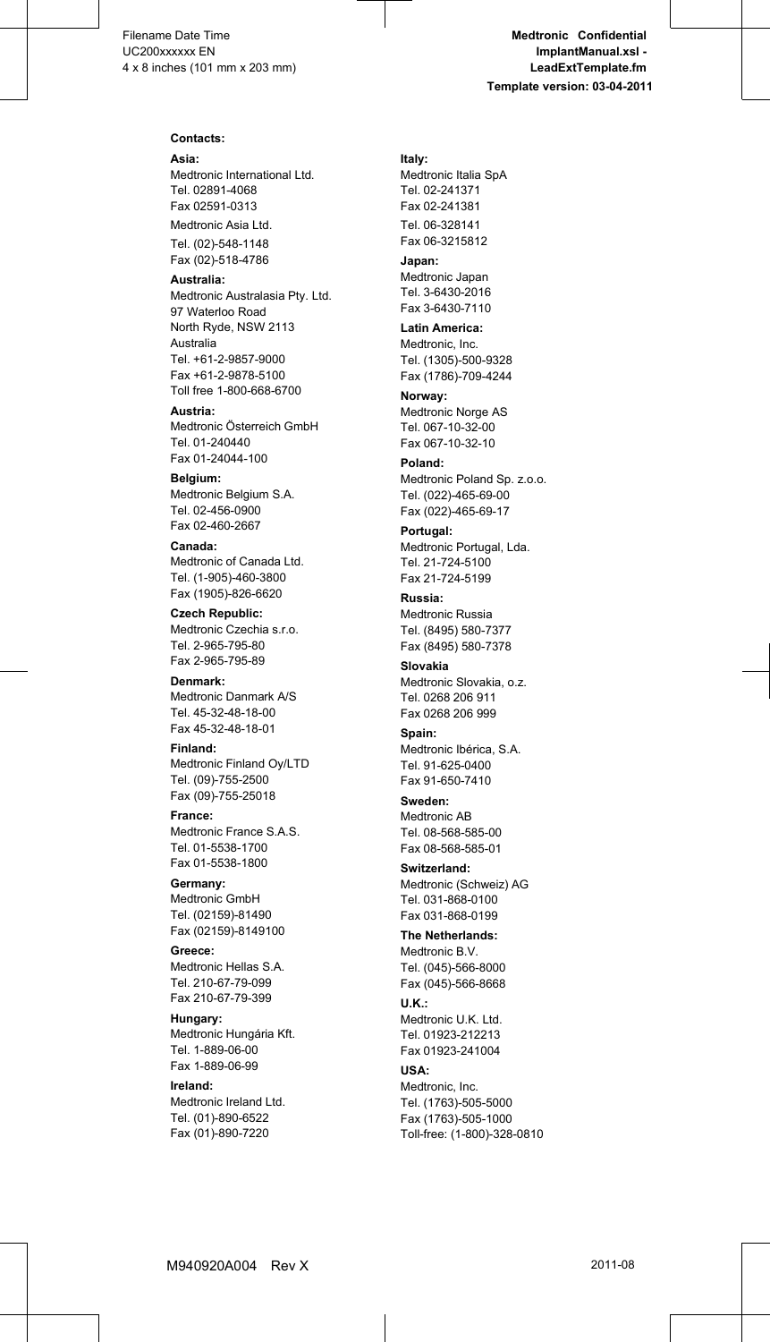**Contacts:**

**Asia:**
Medtronic International Ltd.
Tel. 02891-4068
Fax 02591-0313

Medtronic Asia Ltd.
Tel. (02)-548-1148
Fax (02)-518-4786

**Australia:**
Medtronic Australasia Pty. Ltd.
97 Waterloo Road
North Ryde, NSW 2113
Australia
Tel. +61-2-9857-9000
Fax +61-2-9878-5100
Toll free 1-800-668-6700

**Austria:**
Medtronic Österreich GmbH
Tel. 01-240440
Fax 01-24044-100

**Belgium:**
Medtronic Belgium S.A.
Tel. 02-456-0900
Fax 02-460-2667

**Canada:**
Medtronic of Canada Ltd.
Tel. (1-905)-460-3800
Fax (1905)-826-6620

**Czech Republic:**
Medtronic Czechia s.r.o.
Tel. 2-965-795-80
Fax 2-965-795-89

**Denmark:**
Medtronic Danmark A/S
Tel. 45-32-48-18-00
Fax 45-32-48-18-01

**Finland:**
Medtronic Finland Oy/LTD
Tel. (09)-755-2500
Fax (09)-755-25018

**France:**
Medtronic France S.A.S.
Tel. 01-5538-1700
Fax 01-5538-1800

**Germany:**
Medtronic GmbH
Tel. (02159)-81490
Fax (02159)-8149100

**Greece:**
Medtronic Hellas S.A.
Tel. 210-67-79-099
Fax 210-67-79-399

**Hungary:**
Medtronic Hungária Kft.
Tel. 1-889-06-00
Fax 1-889-06-99

**Ireland:**
Medtronic Ireland Ltd.
Tel. (01)-890-6522
Fax (01)-890-7220

**Italy:**
Medtronic Italia SpA
Tel. 02-241371
Fax 02-241381

Tel. 06-328141
Fax 06-3215812

**Japan:**
Medtronic Japan
Tel. 3-6430-2016
Fax 3-6430-7110

**Latin America:**
Medtronic, Inc.
Tel. (1305)-500-9328
Fax (1786)-709-4244

**Norway:**
Medtronic Norge AS
Tel. 067-10-32-00
Fax 067-10-32-10

**Poland:**
Medtronic Poland Sp. z.o.o.
Tel. (022)-465-69-00
Fax (022)-465-69-17

**Portugal:**
Medtronic Portugal, Lda.
Tel. 21-724-5100
Fax 21-724-5199

**Russia:**
Medtronic Russia
Tel. (8495) 580-7377
Fax (8495) 580-7378

**Slovakia**
Medtronic Slovakia, o.z.
Tel. 0268 206 911
Fax 0268 206 999

**Spain:**
Medtronic Ibérica, S.A.
Tel. 91-625-0400
Fax 91-650-7410

**Sweden:**
Medtronic AB
Tel. 08-568-585-00
Fax 08-568-585-01

**Switzerland:**
Medtronic (Schweiz) AG
Tel. 031-868-0100
Fax 031-868-0199

**The Netherlands:**
Medtronic B.V.
Tel. (045)-566-8000
Fax (045)-566-8668

**U.K.:**
Medtronic U.K. Ltd.
Tel. 01923-212213
Fax 01923-241004

**USA:**
Medtronic, Inc.
Tel. (1763)-505-5000
Fax (1763)-505-1000
Toll-free: (1-800)-328-0810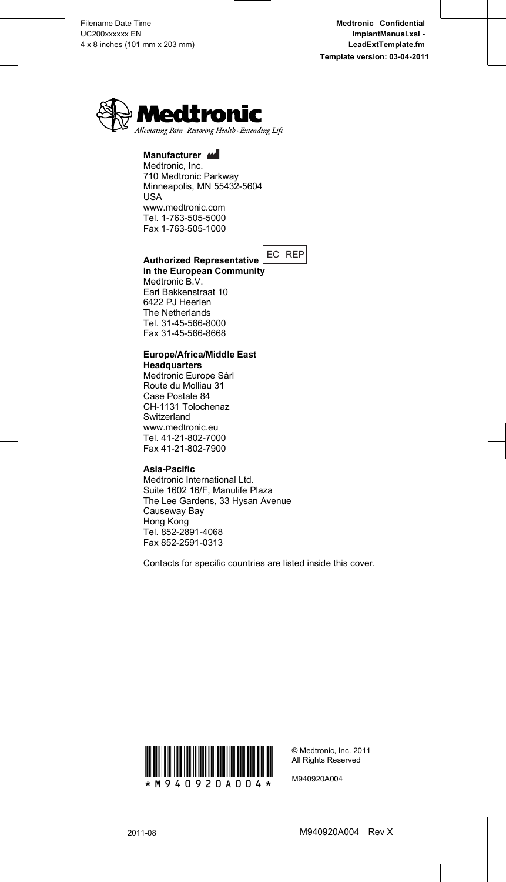Filename Date Time
UC200xxxxxx EN
4 x 8 inches (101 mm x 203 mm)

**Medtronic Confidential**
**ImplantManual.xsl -**
**LeadExtTemplate.fm**
**Template version: 03-04-2011**

**Medtronic**
*Alleviating Pain · Restoring Health · Extending Life*

**Manufacturer**
Medtronic, Inc.
710 Medtronic Parkway
Minneapolis, MN 55432-5604
USA
www.medtronic.com
Tel. 1-763-505-5000
Fax 1-763-505-1000

**Authorized Representative in the European Community** EC REP
Medtronic B.V.
Earl Bakkenstraat 10
6422 PJ Heerlen
The Netherlands
Tel. 31-45-566-8000
Fax 31-45-566-8668

**Europe/Africa/Middle East Headquarters**
Medtronic Europe Sàrl
Route du Molliau 31
Case Postale 84
CH-1131 Tolochenaz
Switzerland
www.medtronic.eu
Tel. 41-21-802-7000
Fax 41-21-802-7900

**Asia-Pacific**
Medtronic International Ltd.
Suite 1602 16/F, Manulife Plaza
The Lee Gardens, 33 Hysan Avenue
Causeway Bay
Hong Kong
Tel. 852-2891-4068
Fax 852-2591-0313

Contacts for specific countries are listed inside this cover.

*M940920A004*

© Medtronic, Inc. 2011
All Rights Reserved

M940920A004

2011-08

M940920A004 Rev X